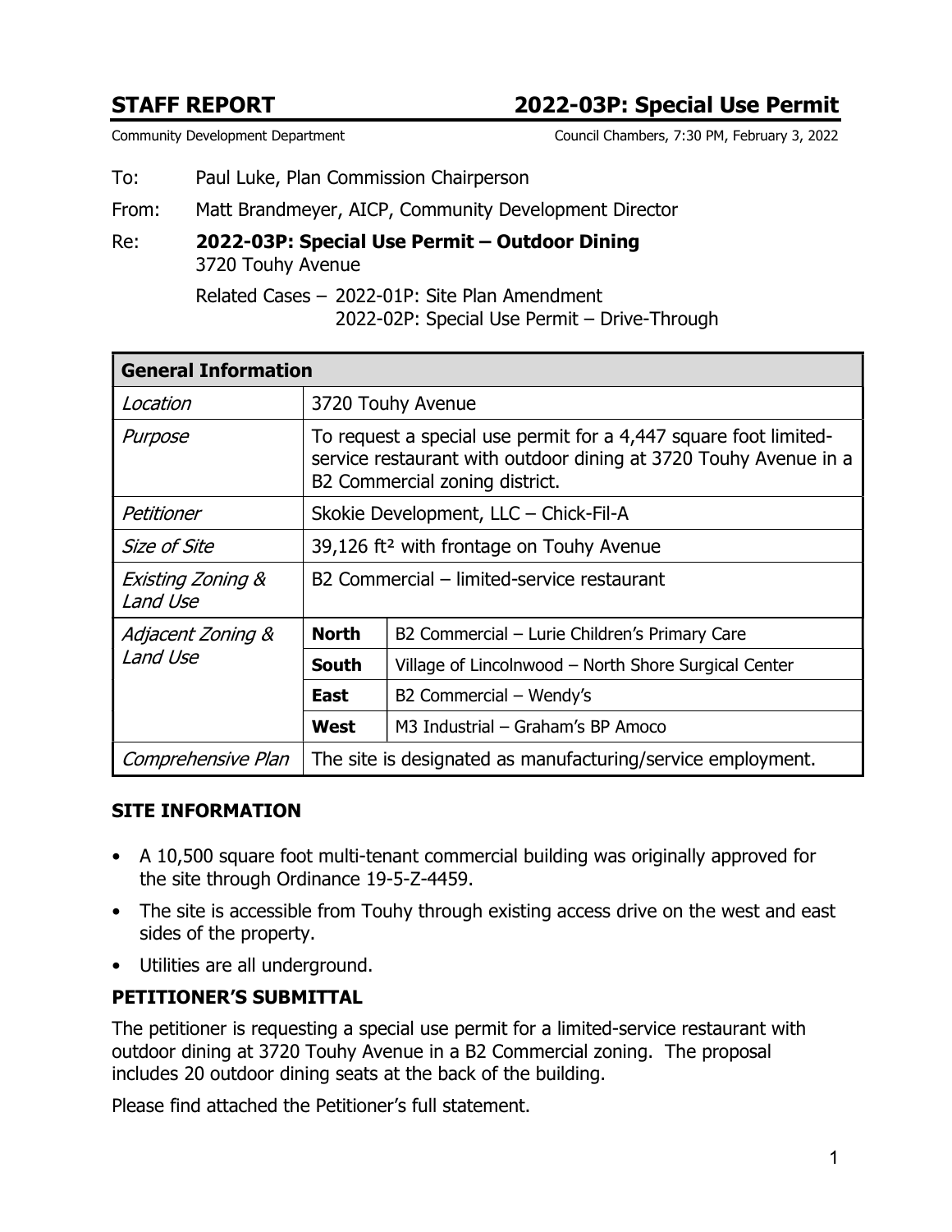# STAFF REPORT — 2022-03P: Special Use Permit

Community Development Department — Council Chambers, 7:30 PM, February 3, 2022

To: Paul Luke, Plan Commission Chairperson

From: Matt Brandmeyer, AICP, Community Development Director

Re: **2022-03P: Special Use Permit – Outdoor Dining**
3720 Touhy Avenue

Related Cases – 2022-01P: Site Plan Amendment
2022-02P: Special Use Permit – Drive-Through

| General Information | | |
|---|---|---|
| *Location* | 3720 Touhy Avenue | |
| *Purpose* | To request a special use permit for a 4,447 square foot limited-service restaurant with outdoor dining at 3720 Touhy Avenue in a B2 Commercial zoning district. | |
| *Petitioner* | Skokie Development, LLC – Chick-Fil-A | |
| *Size of Site* | 39,126 ft² with frontage on Touhy Avenue | |
| *Existing Zoning & Land Use* | B2 Commercial – limited-service restaurant | |
| *Adjacent Zoning & Land Use* | **North** | B2 Commercial – Lurie Children's Primary Care |
| | **South** | Village of Lincolnwood – North Shore Surgical Center |
| | **East** | B2 Commercial – Wendy's |
| | **West** | M3 Industrial – Graham's BP Amoco |
| *Comprehensive Plan* | The site is designated as manufacturing/service employment. | |

## SITE INFORMATION

- A 10,500 square foot multi-tenant commercial building was originally approved for the site through Ordinance 19-5-Z-4459.
- The site is accessible from Touhy through existing access drive on the west and east sides of the property.
- Utilities are all underground.

## PETITIONER'S SUBMITTAL

The petitioner is requesting a special use permit for a limited-service restaurant with outdoor dining at 3720 Touhy Avenue in a B2 Commercial zoning. The proposal includes 20 outdoor dining seats at the back of the building.

Please find attached the Petitioner's full statement.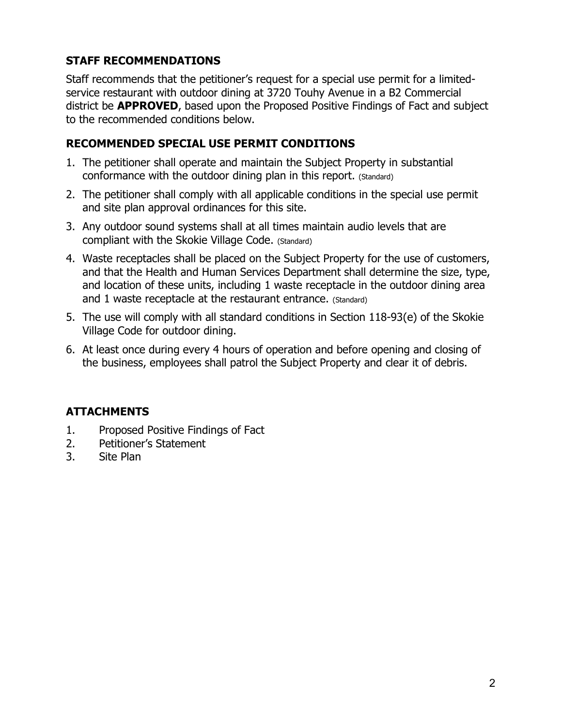## STAFF RECOMMENDATIONS

Staff recommends that the petitioner's request for a special use permit for a limited-service restaurant with outdoor dining at 3720 Touhy Avenue in a B2 Commercial district be **APPROVED**, based upon the Proposed Positive Findings of Fact and subject to the recommended conditions below.

## RECOMMENDED SPECIAL USE PERMIT CONDITIONS

1. The petitioner shall operate and maintain the Subject Property in substantial conformance with the outdoor dining plan in this report. (Standard)
2. The petitioner shall comply with all applicable conditions in the special use permit and site plan approval ordinances for this site.
3. Any outdoor sound systems shall at all times maintain audio levels that are compliant with the Skokie Village Code. (Standard)
4. Waste receptacles shall be placed on the Subject Property for the use of customers, and that the Health and Human Services Department shall determine the size, type, and location of these units, including 1 waste receptacle in the outdoor dining area and 1 waste receptacle at the restaurant entrance. (Standard)
5. The use will comply with all standard conditions in Section 118-93(e) of the Skokie Village Code for outdoor dining.
6. At least once during every 4 hours of operation and before opening and closing of the business, employees shall patrol the Subject Property and clear it of debris.

## ATTACHMENTS

1. Proposed Positive Findings of Fact
2. Petitioner's Statement
3. Site Plan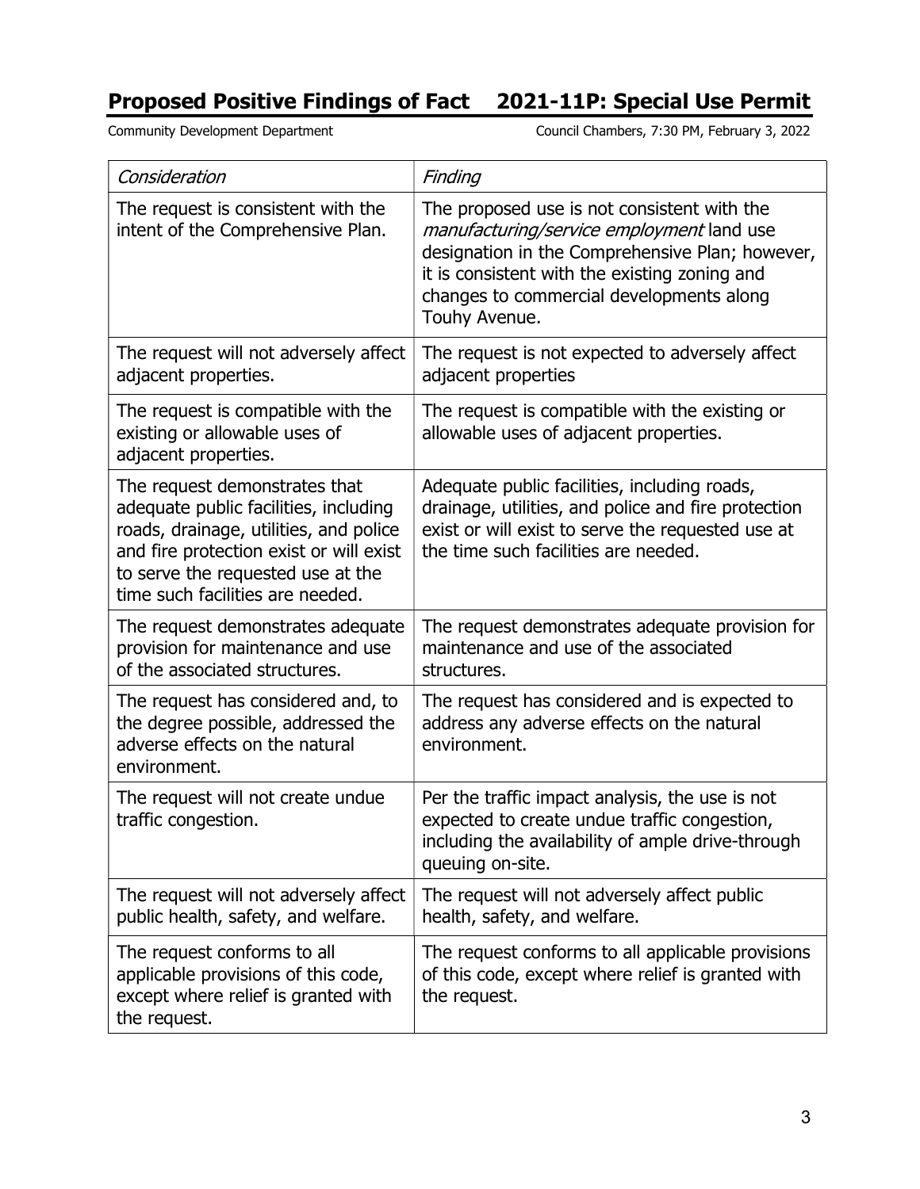# Proposed Positive Findings of Fact 2021-11P: Special Use Permit

Community Development Department

Council Chambers, 7:30 PM, February 3, 2022

| *Consideration* | *Finding* |
|---|---|
| The request is consistent with the intent of the Comprehensive Plan. | The proposed use is not consistent with the *manufacturing/service employment* land use designation in the Comprehensive Plan; however, it is consistent with the existing zoning and changes to commercial developments along Touhy Avenue. |
| The request will not adversely affect adjacent properties. | The request is not expected to adversely affect adjacent properties |
| The request is compatible with the existing or allowable uses of adjacent properties. | The request is compatible with the existing or allowable uses of adjacent properties. |
| The request demonstrates that adequate public facilities, including roads, drainage, utilities, and police and fire protection exist or will exist to serve the requested use at the time such facilities are needed. | Adequate public facilities, including roads, drainage, utilities, and police and fire protection exist or will exist to serve the requested use at the time such facilities are needed. |
| The request demonstrates adequate provision for maintenance and use of the associated structures. | The request demonstrates adequate provision for maintenance and use of the associated structures. |
| The request has considered and, to the degree possible, addressed the adverse effects on the natural environment. | The request has considered and is expected to address any adverse effects on the natural environment. |
| The request will not create undue traffic congestion. | Per the traffic impact analysis, the use is not expected to create undue traffic congestion, including the availability of ample drive-through queuing on-site. |
| The request will not adversely affect public health, safety, and welfare. | The request will not adversely affect public health, safety, and welfare. |
| The request conforms to all applicable provisions of this code, except where relief is granted with the request. | The request conforms to all applicable provisions of this code, except where relief is granted with the request. |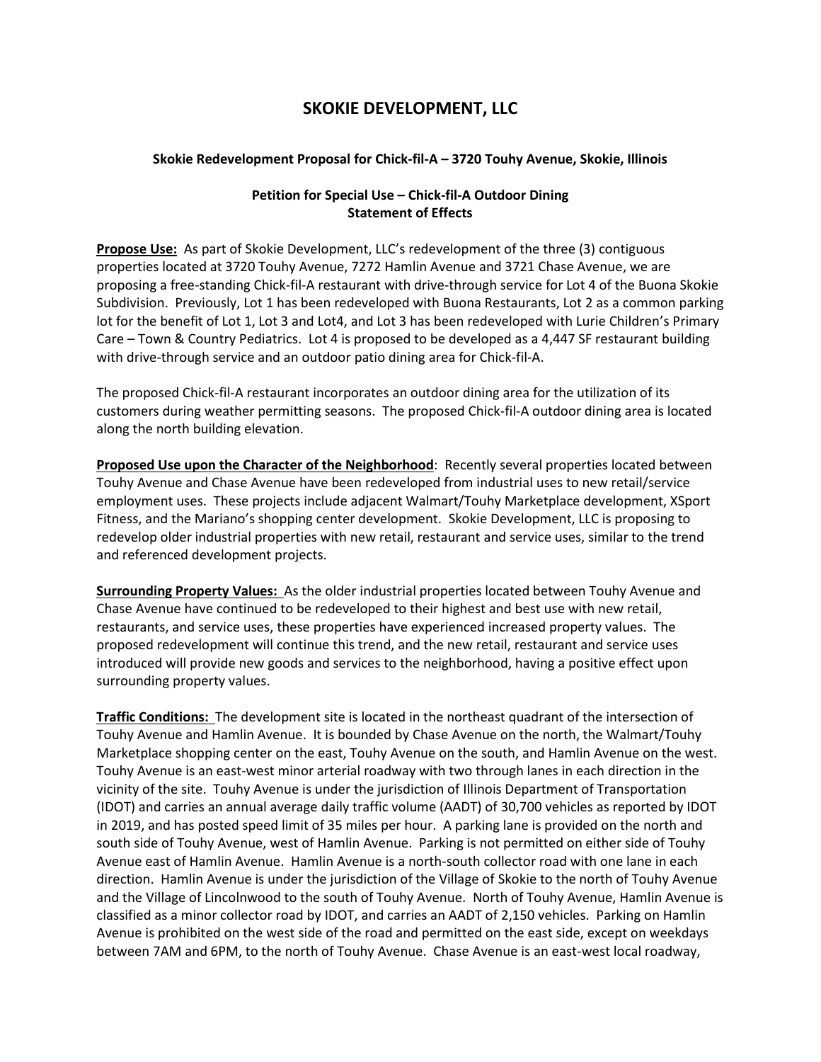# SKOKIE DEVELOPMENT, LLC

**Skokie Redevelopment Proposal for Chick-fil-A – 3720 Touhy Avenue, Skokie, Illinois**

**Petition for Special Use – Chick-fil-A Outdoor Dining**
**Statement of Effects**

**Propose Use:** As part of Skokie Development, LLC's redevelopment of the three (3) contiguous properties located at 3720 Touhy Avenue, 7272 Hamlin Avenue and 3721 Chase Avenue, we are proposing a free-standing Chick-fil-A restaurant with drive-through service for Lot 4 of the Buona Skokie Subdivision. Previously, Lot 1 has been redeveloped with Buona Restaurants, Lot 2 as a common parking lot for the benefit of Lot 1, Lot 3 and Lot4, and Lot 3 has been redeveloped with Lurie Children's Primary Care – Town & Country Pediatrics. Lot 4 is proposed to be developed as a 4,447 SF restaurant building with drive-through service and an outdoor patio dining area for Chick-fil-A.

The proposed Chick-fil-A restaurant incorporates an outdoor dining area for the utilization of its customers during weather permitting seasons. The proposed Chick-fil-A outdoor dining area is located along the north building elevation.

**Proposed Use upon the Character of the Neighborhood**: Recently several properties located between Touhy Avenue and Chase Avenue have been redeveloped from industrial uses to new retail/service employment uses. These projects include adjacent Walmart/Touhy Marketplace development, XSport Fitness, and the Mariano's shopping center development. Skokie Development, LLC is proposing to redevelop older industrial properties with new retail, restaurant and service uses, similar to the trend and referenced development projects.

**Surrounding Property Values:** As the older industrial properties located between Touhy Avenue and Chase Avenue have continued to be redeveloped to their highest and best use with new retail, restaurants, and service uses, these properties have experienced increased property values. The proposed redevelopment will continue this trend, and the new retail, restaurant and service uses introduced will provide new goods and services to the neighborhood, having a positive effect upon surrounding property values.

**Traffic Conditions:** The development site is located in the northeast quadrant of the intersection of Touhy Avenue and Hamlin Avenue. It is bounded by Chase Avenue on the north, the Walmart/Touhy Marketplace shopping center on the east, Touhy Avenue on the south, and Hamlin Avenue on the west. Touhy Avenue is an east-west minor arterial roadway with two through lanes in each direction in the vicinity of the site. Touhy Avenue is under the jurisdiction of Illinois Department of Transportation (IDOT) and carries an annual average daily traffic volume (AADT) of 30,700 vehicles as reported by IDOT in 2019, and has posted speed limit of 35 miles per hour. A parking lane is provided on the north and south side of Touhy Avenue, west of Hamlin Avenue. Parking is not permitted on either side of Touhy Avenue east of Hamlin Avenue. Hamlin Avenue is a north-south collector road with one lane in each direction. Hamlin Avenue is under the jurisdiction of the Village of Skokie to the north of Touhy Avenue and the Village of Lincolnwood to the south of Touhy Avenue. North of Touhy Avenue, Hamlin Avenue is classified as a minor collector road by IDOT, and carries an AADT of 2,150 vehicles. Parking on Hamlin Avenue is prohibited on the west side of the road and permitted on the east side, except on weekdays between 7AM and 6PM, to the north of Touhy Avenue. Chase Avenue is an east-west local roadway,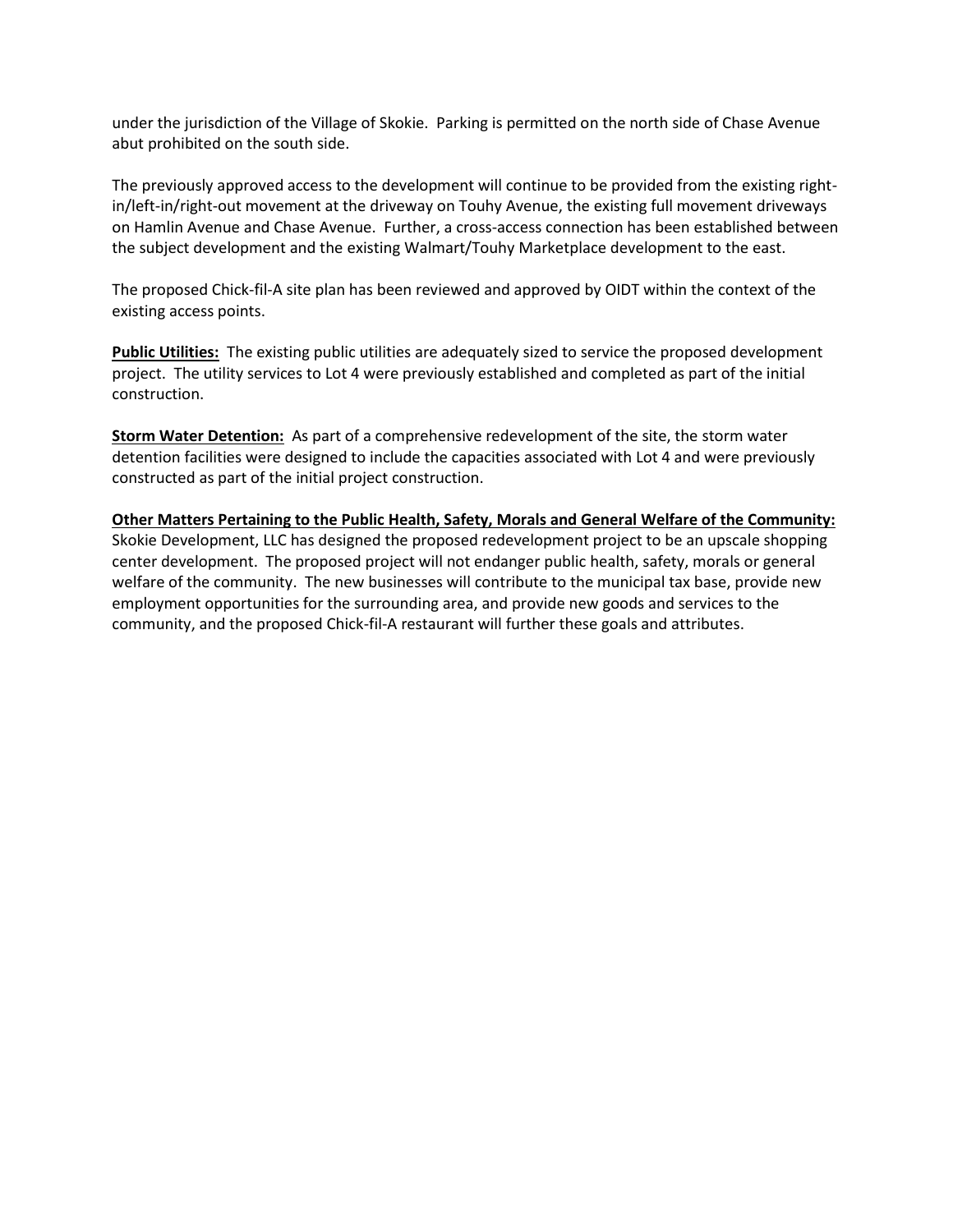under the jurisdiction of the Village of Skokie. Parking is permitted on the north side of Chase Avenue abut prohibited on the south side.

The previously approved access to the development will continue to be provided from the existing right-in/left-in/right-out movement at the driveway on Touhy Avenue, the existing full movement driveways on Hamlin Avenue and Chase Avenue. Further, a cross-access connection has been established between the subject development and the existing Walmart/Touhy Marketplace development to the east.

The proposed Chick-fil-A site plan has been reviewed and approved by OIDT within the context of the existing access points.

**Public Utilities:** The existing public utilities are adequately sized to service the proposed development project. The utility services to Lot 4 were previously established and completed as part of the initial construction.

**Storm Water Detention:** As part of a comprehensive redevelopment of the site, the storm water detention facilities were designed to include the capacities associated with Lot 4 and were previously constructed as part of the initial project construction.

**Other Matters Pertaining to the Public Health, Safety, Morals and General Welfare of the Community:**
Skokie Development, LLC has designed the proposed redevelopment project to be an upscale shopping center development. The proposed project will not endanger public health, safety, morals or general welfare of the community. The new businesses will contribute to the municipal tax base, provide new employment opportunities for the surrounding area, and provide new goods and services to the community, and the proposed Chick-fil-A restaurant will further these goals and attributes.